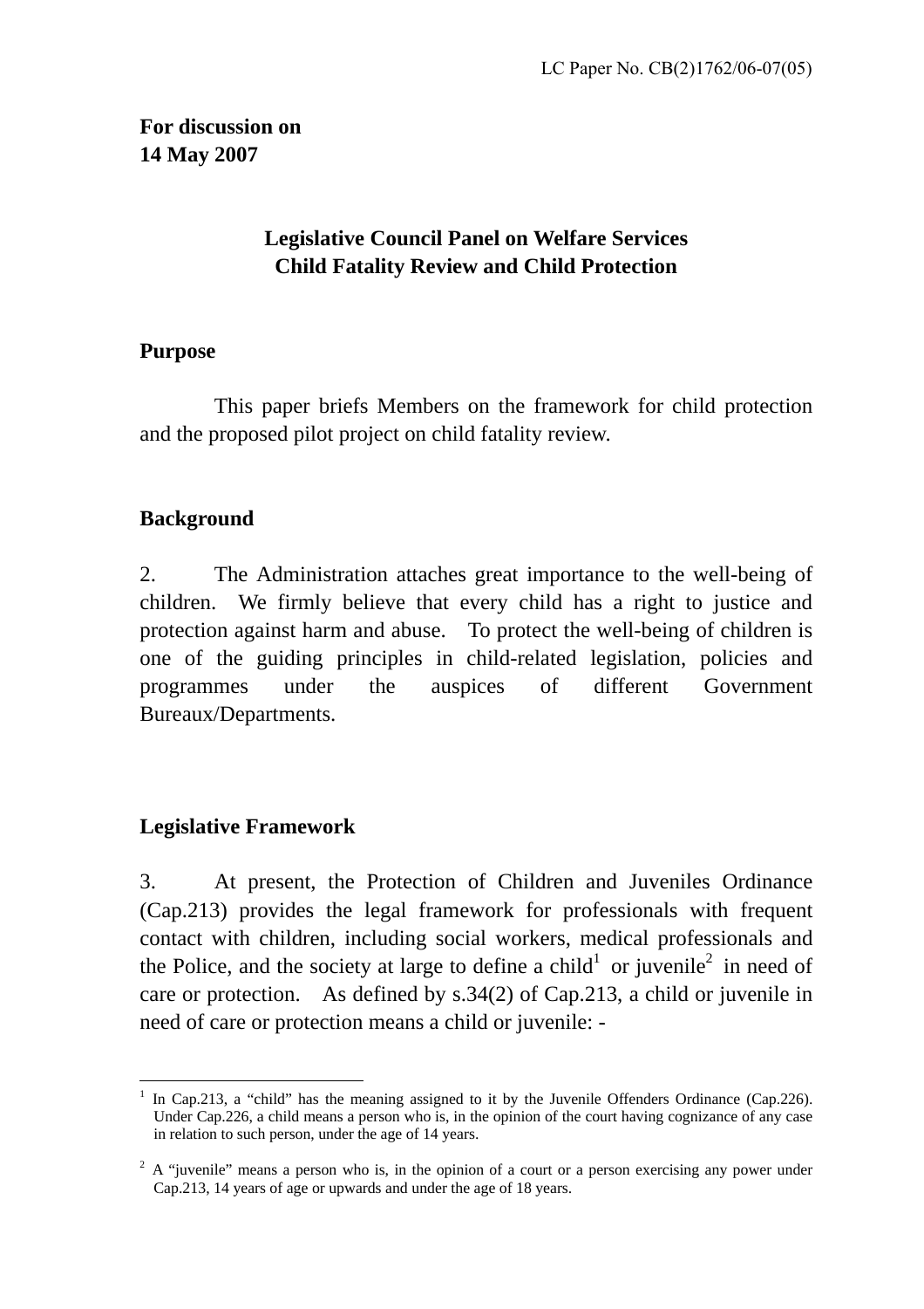LC Paper No. CB(2)1762/06-07(05)

**For discussion on**
**14 May 2007**

# Legislative Council Panel on Welfare Services
# Child Fatality Review and Child Protection

## Purpose

This paper briefs Members on the framework for child protection and the proposed pilot project on child fatality review.

## Background

2. The Administration attaches great importance to the well-being of children. We firmly believe that every child has a right to justice and protection against harm and abuse. To protect the well-being of children is one of the guiding principles in child-related legislation, policies and programmes under the auspices of different Government Bureaux/Departments.

## Legislative Framework

3. At present, the Protection of Children and Juveniles Ordinance (Cap.213) provides the legal framework for professionals with frequent contact with children, including social workers, medical professionals and the Police, and the society at large to define a child[1] or juvenile[2] in need of care or protection. As defined by s.34(2) of Cap.213, a child or juvenile in need of care or protection means a child or juvenile: -

---

[1] In Cap.213, a "child" has the meaning assigned to it by the Juvenile Offenders Ordinance (Cap.226). Under Cap.226, a child means a person who is, in the opinion of the court having cognizance of any case in relation to such person, under the age of 14 years.

[2] A "juvenile" means a person who is, in the opinion of a court or a person exercising any power under Cap.213, 14 years of age or upwards and under the age of 18 years.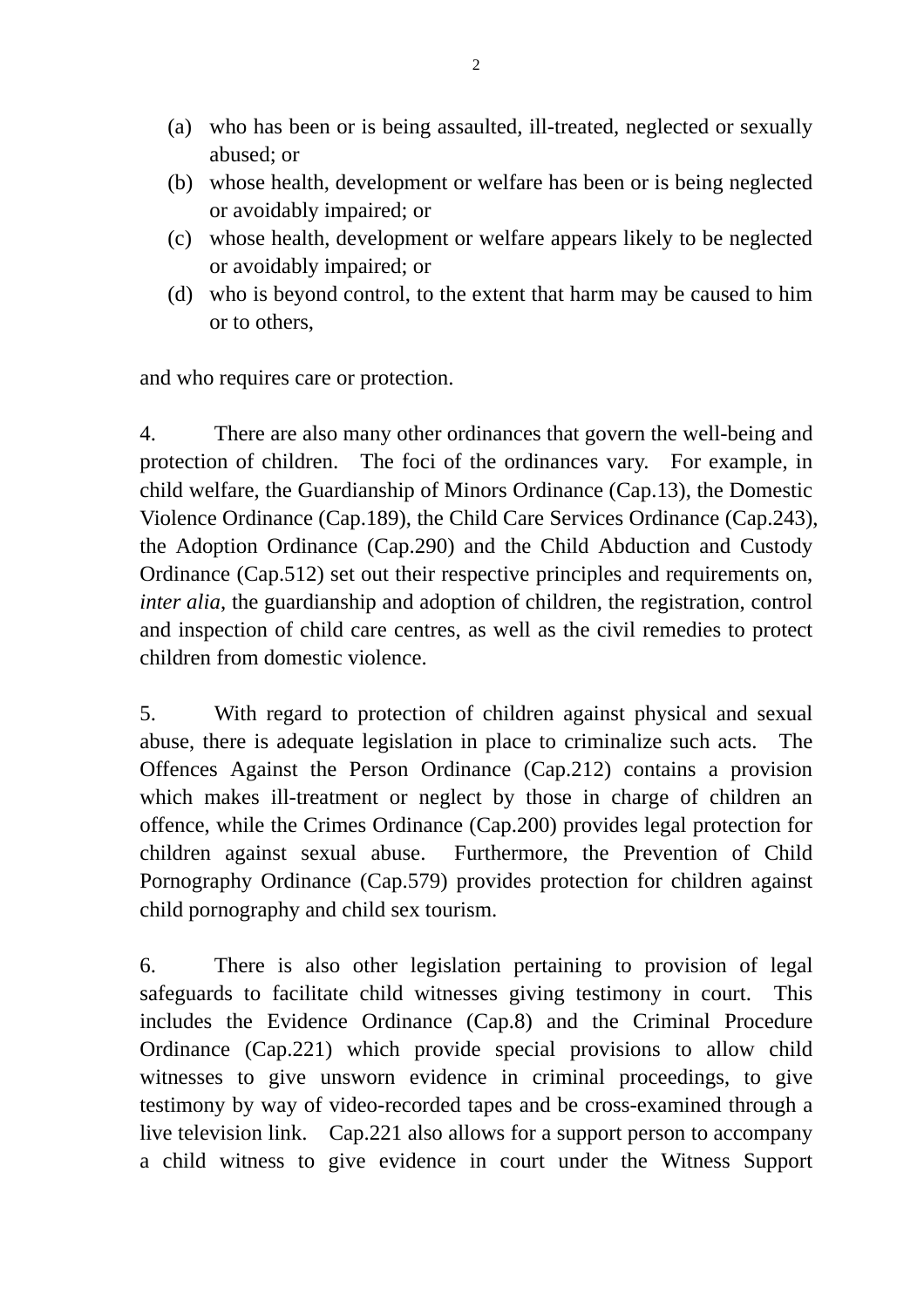(a) who has been or is being assaulted, ill-treated, neglected or sexually abused; or
(b) whose health, development or welfare has been or is being neglected or avoidably impaired; or
(c) whose health, development or welfare appears likely to be neglected or avoidably impaired; or
(d) who is beyond control, to the extent that harm may be caused to him or to others,

and who requires care or protection.

4. There are also many other ordinances that govern the well-being and protection of children. The foci of the ordinances vary. For example, in child welfare, the Guardianship of Minors Ordinance (Cap.13), the Domestic Violence Ordinance (Cap.189), the Child Care Services Ordinance (Cap.243), the Adoption Ordinance (Cap.290) and the Child Abduction and Custody Ordinance (Cap.512) set out their respective principles and requirements on, *inter alia*, the guardianship and adoption of children, the registration, control and inspection of child care centres, as well as the civil remedies to protect children from domestic violence.

5. With regard to protection of children against physical and sexual abuse, there is adequate legislation in place to criminalize such acts. The Offences Against the Person Ordinance (Cap.212) contains a provision which makes ill-treatment or neglect by those in charge of children an offence, while the Crimes Ordinance (Cap.200) provides legal protection for children against sexual abuse. Furthermore, the Prevention of Child Pornography Ordinance (Cap.579) provides protection for children against child pornography and child sex tourism.

6. There is also other legislation pertaining to provision of legal safeguards to facilitate child witnesses giving testimony in court. This includes the Evidence Ordinance (Cap.8) and the Criminal Procedure Ordinance (Cap.221) which provide special provisions to allow child witnesses to give unsworn evidence in criminal proceedings, to give testimony by way of video-recorded tapes and be cross-examined through a live television link. Cap.221 also allows for a support person to accompany a child witness to give evidence in court under the Witness Support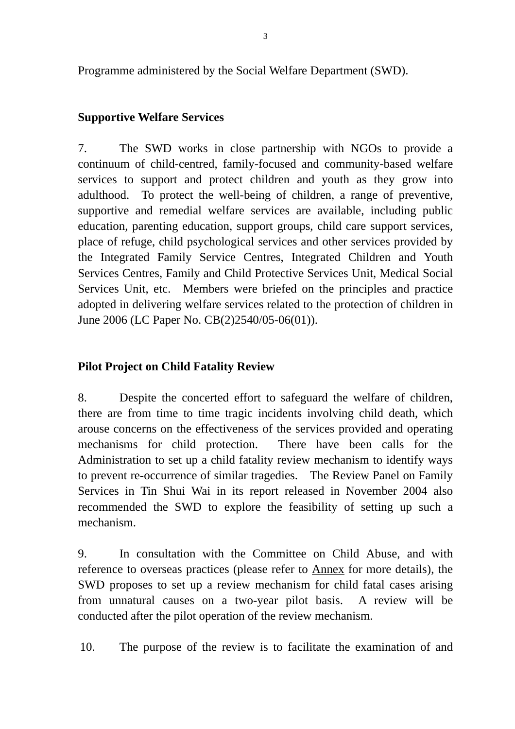Programme administered by the Social Welfare Department (SWD).

**Supportive Welfare Services**

7. The SWD works in close partnership with NGOs to provide a continuum of child-centred, family-focused and community-based welfare services to support and protect children and youth as they grow into adulthood. To protect the well-being of children, a range of preventive, supportive and remedial welfare services are available, including public education, parenting education, support groups, child care support services, place of refuge, child psychological services and other services provided by the Integrated Family Service Centres, Integrated Children and Youth Services Centres, Family and Child Protective Services Unit, Medical Social Services Unit, etc. Members were briefed on the principles and practice adopted in delivering welfare services related to the protection of children in June 2006 (LC Paper No. CB(2)2540/05-06(01)).

**Pilot Project on Child Fatality Review**

8. Despite the concerted effort to safeguard the welfare of children, there are from time to time tragic incidents involving child death, which arouse concerns on the effectiveness of the services provided and operating mechanisms for child protection. There have been calls for the Administration to set up a child fatality review mechanism to identify ways to prevent re-occurrence of similar tragedies. The Review Panel on Family Services in Tin Shui Wai in its report released in November 2004 also recommended the SWD to explore the feasibility of setting up such a mechanism.

9. In consultation with the Committee on Child Abuse, and with reference to overseas practices (please refer to Annex for more details), the SWD proposes to set up a review mechanism for child fatal cases arising from unnatural causes on a two-year pilot basis. A review will be conducted after the pilot operation of the review mechanism.

10. The purpose of the review is to facilitate the examination of and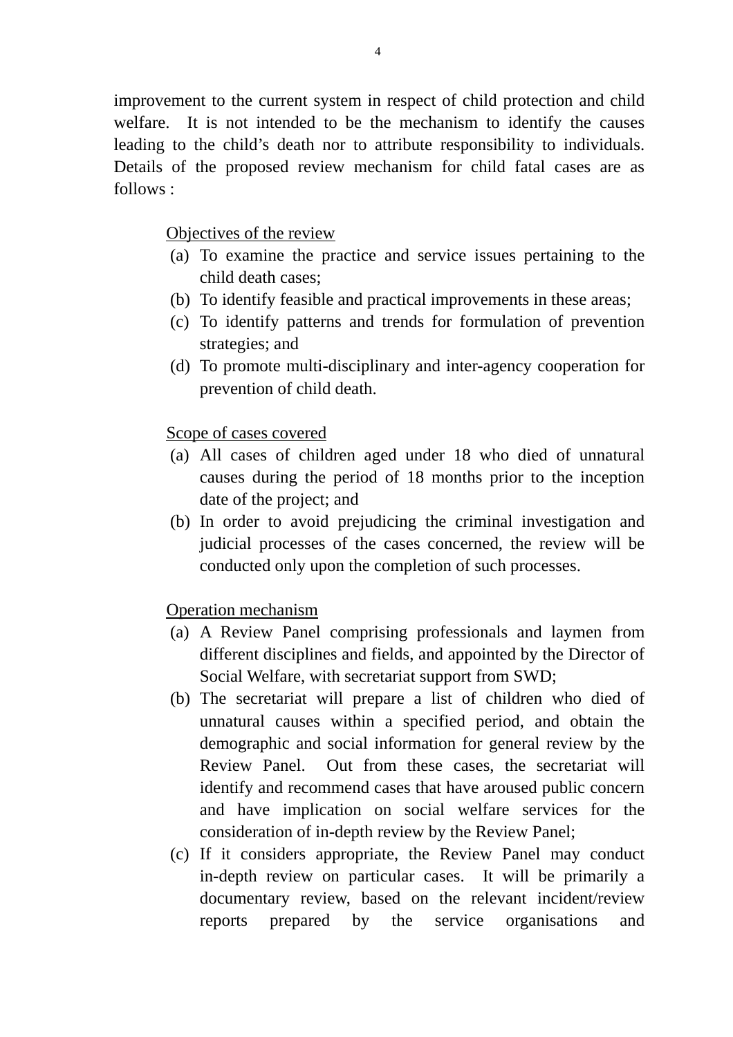improvement to the current system in respect of child protection and child welfare. It is not intended to be the mechanism to identify the causes leading to the child's death nor to attribute responsibility to individuals. Details of the proposed review mechanism for child fatal cases are as follows :

<u>Objectives of the review</u>

(a) To examine the practice and service issues pertaining to the child death cases;
(b) To identify feasible and practical improvements in these areas;
(c) To identify patterns and trends for formulation of prevention strategies; and
(d) To promote multi-disciplinary and inter-agency cooperation for prevention of child death.

<u>Scope of cases covered</u>

(a) All cases of children aged under 18 who died of unnatural causes during the period of 18 months prior to the inception date of the project; and
(b) In order to avoid prejudicing the criminal investigation and judicial processes of the cases concerned, the review will be conducted only upon the completion of such processes.

<u>Operation mechanism</u>

(a) A Review Panel comprising professionals and laymen from different disciplines and fields, and appointed by the Director of Social Welfare, with secretariat support from SWD;
(b) The secretariat will prepare a list of children who died of unnatural causes within a specified period, and obtain the demographic and social information for general review by the Review Panel. Out from these cases, the secretariat will identify and recommend cases that have aroused public concern and have implication on social welfare services for the consideration of in-depth review by the Review Panel;
(c) If it considers appropriate, the Review Panel may conduct in-depth review on particular cases. It will be primarily a documentary review, based on the relevant incident/review reports prepared by the service organisations and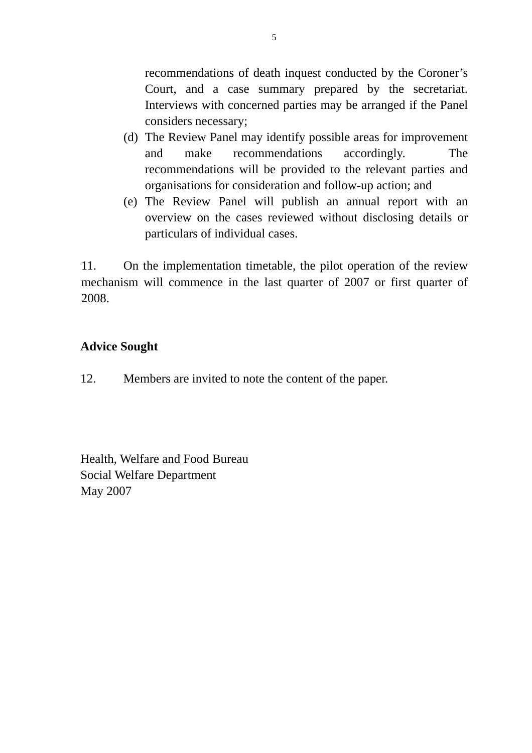recommendations of death inquest conducted by the Coroner's Court, and a case summary prepared by the secretariat. Interviews with concerned parties may be arranged if the Panel considers necessary;

(d) The Review Panel may identify possible areas for improvement and make recommendations accordingly. The recommendations will be provided to the relevant parties and organisations for consideration and follow-up action; and

(e) The Review Panel will publish an annual report with an overview on the cases reviewed without disclosing details or particulars of individual cases.

11. On the implementation timetable, the pilot operation of the review mechanism will commence in the last quarter of 2007 or first quarter of 2008.

**Advice Sought**

12. Members are invited to note the content of the paper.

Health, Welfare and Food Bureau
Social Welfare Department
May 2007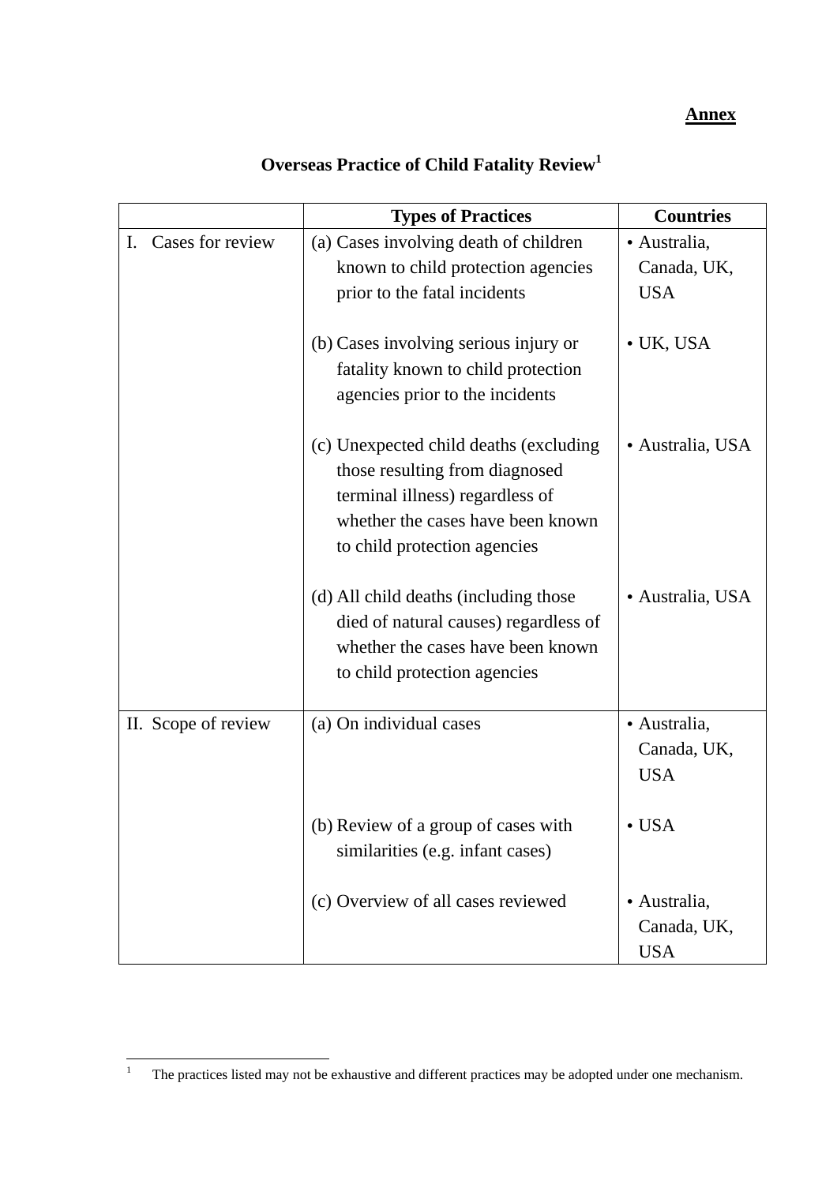**Annex**

## Overseas Practice of Child Fatality Review[1]

| | Types of Practices | Countries |
|---|---|---|
| I. Cases for review | (a) Cases involving death of children known to child protection agencies prior to the fatal incidents | • Australia, Canada, UK, USA |
| | (b) Cases involving serious injury or fatality known to child protection agencies prior to the incidents | • UK, USA |
| | (c) Unexpected child deaths (excluding those resulting from diagnosed terminal illness) regardless of whether the cases have been known to child protection agencies | • Australia, USA |
| | (d) All child deaths (including those died of natural causes) regardless of whether the cases have been known to child protection agencies | • Australia, USA |
| II. Scope of review | (a) On individual cases | • Australia, Canada, UK, USA |
| | (b) Review of a group of cases with similarities (e.g. infant cases) | • USA |
| | (c) Overview of all cases reviewed | • Australia, Canada, UK, USA |

[1] The practices listed may not be exhaustive and different practices may be adopted under one mechanism.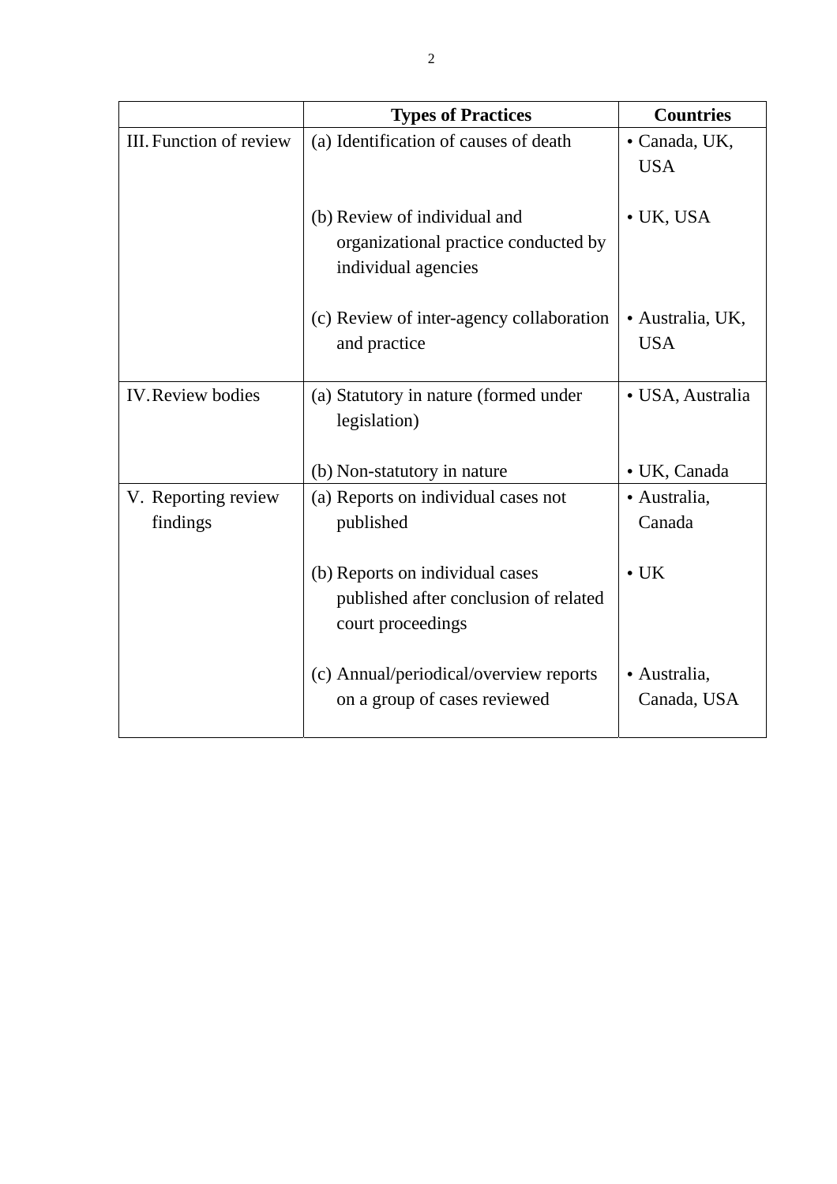| | Types of Practices | Countries |
|---|---|---|
| III. Function of review | (a) Identification of causes of death | • Canada, UK, USA |
| | (b) Review of individual and organizational practice conducted by individual agencies | • UK, USA |
| | (c) Review of inter-agency collaboration and practice | • Australia, UK, USA |
| IV. Review bodies | (a) Statutory in nature (formed under legislation) | • USA, Australia |
| | (b) Non-statutory in nature | • UK, Canada |
| V. Reporting review findings | (a) Reports on individual cases not published | • Australia, Canada |
| | (b) Reports on individual cases published after conclusion of related court proceedings | • UK |
| | (c) Annual/periodical/overview reports on a group of cases reviewed | • Australia, Canada, USA |